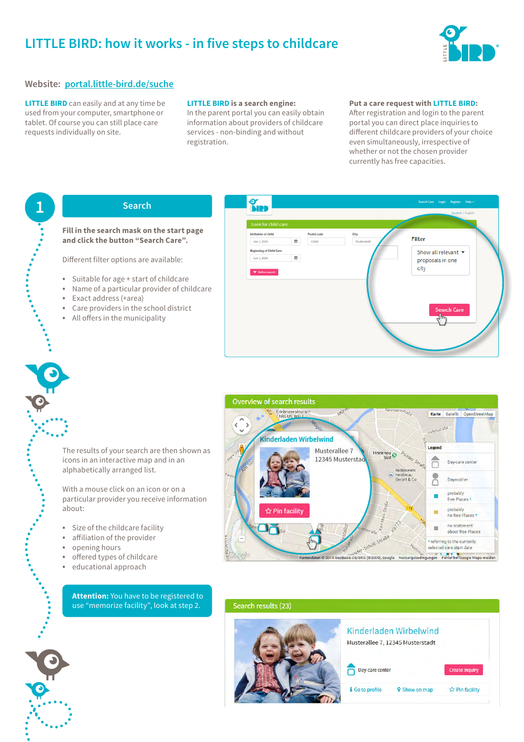# LITTLE BIRD: how it works - in five steps to childcare

**Website:** portal.little-bird.de/suche

**LITTLE BIRD** can easily and at any time be used from your computer, smartphone or tablet. Of course you can still place care requests individually on site.

**LITTLE BIRD is a search engine:**
In the parent portal you can easily obtain information about providers of childcare services - non-binding and without registration.

**Put a care request with LITTLE BIRD:**
After registration and login to the parent portal you can direct place inquiries to different childcare providers of your choice even simultaneously, irrespective of whether or not the chosen provider currently has free capacities.

## 1 Search

**Fill in the search mask on the start page and click the button "Search Care".**

Different filter options are available:

- Suitable for age + start of childcare
- Name of a particular provider of childcare
- Exact address (+area)
- Care providers in the school district
- All offers in the municipality

The results of your search are then shown as icons in an interactive map and in an alphabetically arranged list.

With a mouse click on an icon or on a particular provider you receive information about:

- Size of the childcare facility
- affiliation of the provider
- opening hours
- offered types of childcare
- educational approach

**Attention:** You have to be registered to use "memorize facility", look at step 2.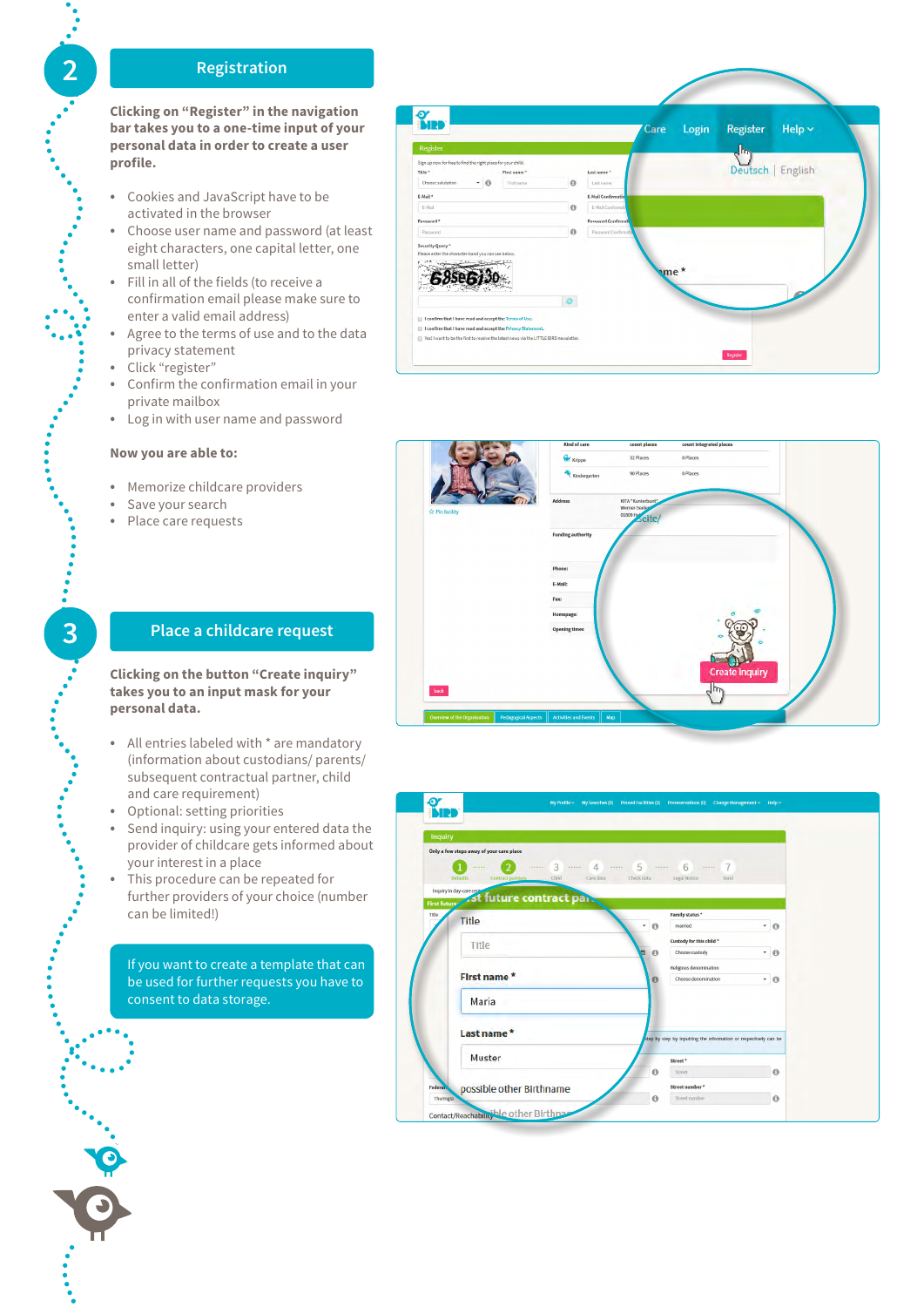## 2 Registration

**Clicking on "Register" in the navigation bar takes you to a one-time input of your personal data in order to create a user profile.**

- Cookies and JavaScript have to be activated in the browser
- Choose user name and password (at least eight characters, one capital letter, one small letter)
- Fill in all of the fields (to receive a confirmation email please make sure to enter a valid email address)
- Agree to the terms of use and to the data privacy statement
- Click "register"
- Confirm the confirmation email in your private mailbox
- Log in with user name and password

**Now you are able to:**

- Memorize childcare providers
- Save your search
- Place care requests

## 3 Place a childcare request

**Clicking on the button "Create inquiry" takes you to an input mask for your personal data.**

- All entries labeled with * are mandatory (information about custodians/ parents/ subsequent contractual partner, child and care requirement)
- Optional: setting priorities
- Send inquiry: using your entered data the provider of childcare gets informed about your interest in a place
- This procedure can be repeated for further providers of your choice (number can be limited!)

If you want to create a template that can be used for further requests you have to consent to data storage.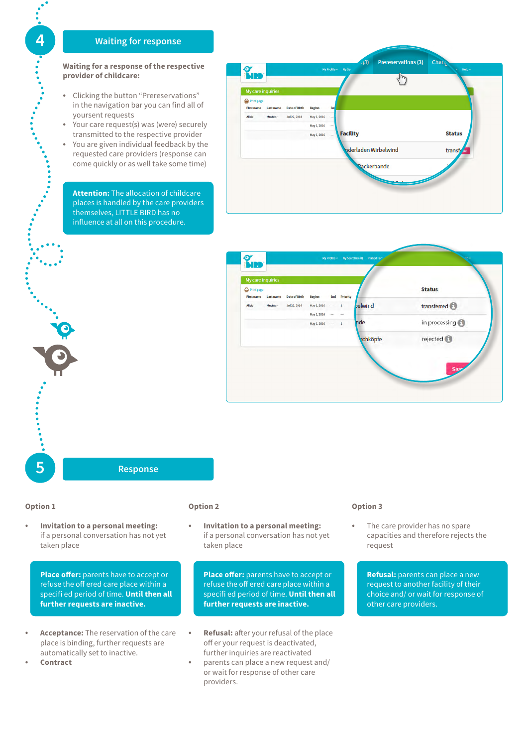## 4 Waiting for response

**Waiting for a response of the respective provider of childcare:**

- Clicking the button "Prereservations" in the navigation bar you can find all of yoursent requests
- Your care request(s) was (were) securely transmitted to the respective provider
- You are given individual feedback by the requested care providers (response can come quickly or as well take some time)

**Attention:** The allocation of childcare places is handled by the care providers themselves, LITTLE BIRD has no influence at all on this procedure.

## 5 Response

### Option 1

- **Invitation to a personal meeting:** if a personal conversation has not yet taken place

**Place offer:** parents have to accept or refuse the off ered care place within a specifi ed period of time. **Until then all further requests are inactive.**

- **Acceptance:** The reservation of the care place is binding, further requests are automatically set to inactive.
- **Contract**

### Option 2

- **Invitation to a personal meeting:** if a personal conversation has not yet taken place

**Place offer:** parents have to accept or refuse the off ered care place within a specifi ed period of time. **Until then all further requests are inactive.**

- **Refusal:** after your refusal of the place off er your request is deactivated, further inquiries are reactivated
- parents can place a new request and/ or wait for response of other care providers.

### Option 3

- The care provider has no spare capacities and therefore rejects the request

**Refusal:** parents can place a new request to another facility of their choice and/ or wait for response of other care providers.